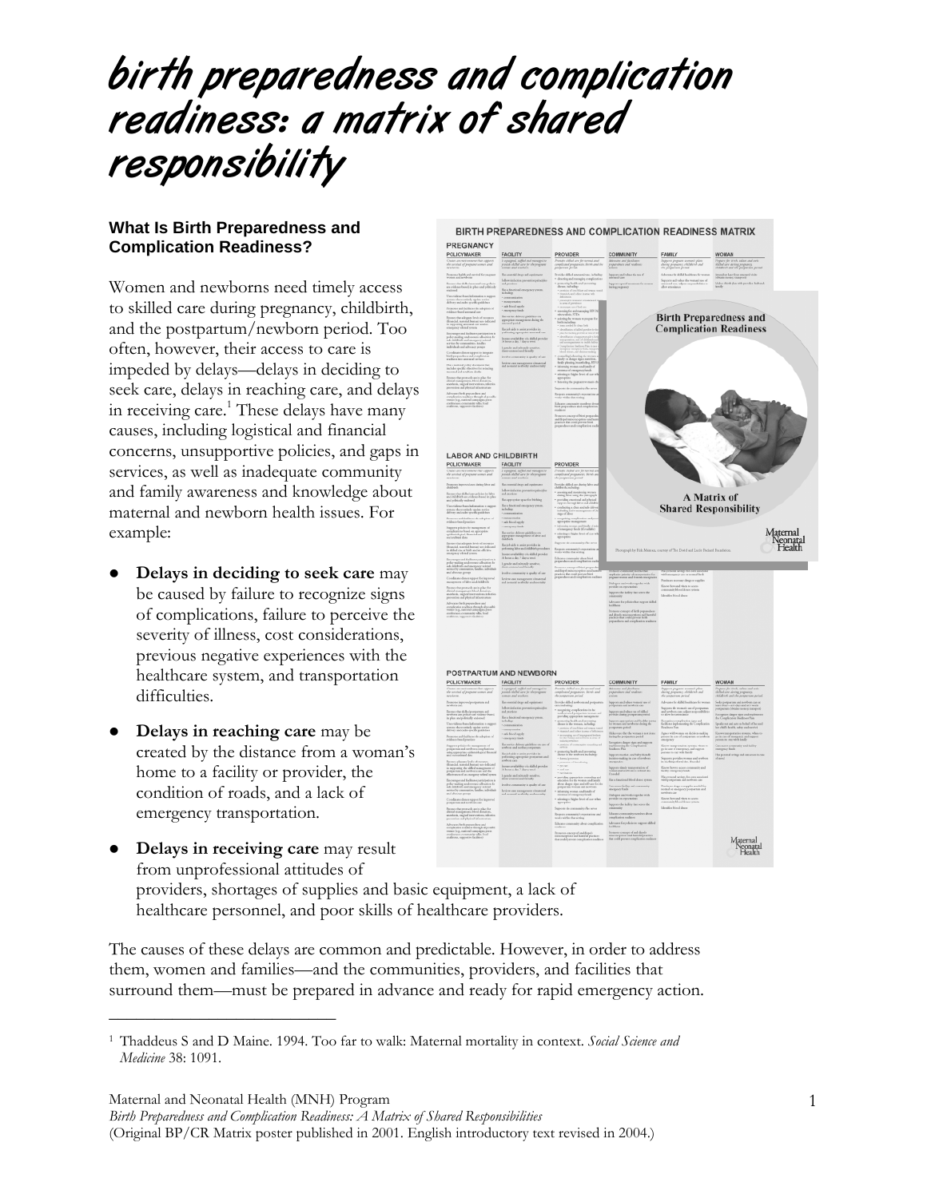# birth preparedness and complication readiness: a matrix of shared responsibility

### What Is Birth Preparedness and Complication Readiness?

Women and newborns need timely access to skilled care during pregnancy, childbirth, and the postpartum/newborn period. Too often, however, their access to care is impeded by delays—delays in deciding to seek care, delays in reaching care, and delays in receiving care.[1] These delays have many causes, including logistical and financial concerns, unsupportive policies, and gaps in services, as well as inadequate community and family awareness and knowledge about maternal and newborn health issues. For example:

- **Delays in deciding to seek care** may be caused by failure to recognize signs of complications, failure to perceive the severity of illness, cost considerations, previous negative experiences with the healthcare system, and transportation difficulties.
- **Delays in reaching care** may be created by the distance from a woman's home to a facility or provider, the condition of roads, and a lack of emergency transportation.
- **Delays in receiving care** may result from unprofessional attitudes of providers, shortages of supplies and basic equipment, a lack of healthcare personnel, and poor skills of healthcare providers.

The causes of these delays are common and predictable. However, in order to address them, women and families—and the communities, providers, and facilities that surround them—must be prepared in advance and ready for rapid emergency action.

---

[1] Thaddeus S and D Maine. 1994. Too far to walk: Maternal mortality in context. *Social Science and Medicine* 38: 1091.

Maternal and Neonatal Health (MNH) Program
*Birth Preparedness and Complication Readiness: A Matrix of Shared Responsibilities*
(Original BP/CR Matrix poster published in 2001. English introductory text revised in 2004.)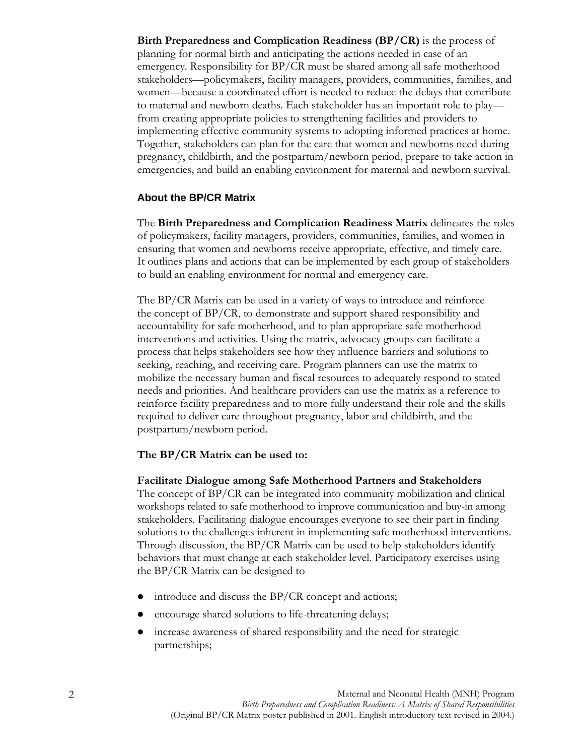**Birth Preparedness and Complication Readiness (BP/CR)** is the process of planning for normal birth and anticipating the actions needed in case of an emergency. Responsibility for BP/CR must be shared among all safe motherhood stakeholders—policymakers, facility managers, providers, communities, families, and women—because a coordinated effort is needed to reduce the delays that contribute to maternal and newborn deaths. Each stakeholder has an important role to play—from creating appropriate policies to strengthening facilities and providers to implementing effective community systems to adopting informed practices at home. Together, stakeholders can plan for the care that women and newborns need during pregnancy, childbirth, and the postpartum/newborn period, prepare to take action in emergencies, and build an enabling environment for maternal and newborn survival.

## About the BP/CR Matrix

The **Birth Preparedness and Complication Readiness Matrix** delineates the roles of policymakers, facility managers, providers, communities, families, and women in ensuring that women and newborns receive appropriate, effective, and timely care. It outlines plans and actions that can be implemented by each group of stakeholders to build an enabling environment for normal and emergency care.

The BP/CR Matrix can be used in a variety of ways to introduce and reinforce the concept of BP/CR, to demonstrate and support shared responsibility and accountability for safe motherhood, and to plan appropriate safe motherhood interventions and activities. Using the matrix, advocacy groups can facilitate a process that helps stakeholders see how they influence barriers and solutions to seeking, reaching, and receiving care. Program planners can use the matrix to mobilize the necessary human and fiscal resources to adequately respond to stated needs and priorities. And healthcare providers can use the matrix as a reference to reinforce facility preparedness and to more fully understand their role and the skills required to deliver care throughout pregnancy, labor and childbirth, and the postpartum/newborn period.

**The BP/CR Matrix can be used to:**

**Facilitate Dialogue among Safe Motherhood Partners and Stakeholders**
The concept of BP/CR can be integrated into community mobilization and clinical workshops related to safe motherhood to improve communication and buy-in among stakeholders. Facilitating dialogue encourages everyone to see their part in finding solutions to the challenges inherent in implementing safe motherhood interventions. Through discussion, the BP/CR Matrix can be used to help stakeholders identify behaviors that must change at each stakeholder level. Participatory exercises using the BP/CR Matrix can be designed to

- introduce and discuss the BP/CR concept and actions;
- encourage shared solutions to life-threatening delays;
- increase awareness of shared responsibility and the need for strategic partnerships;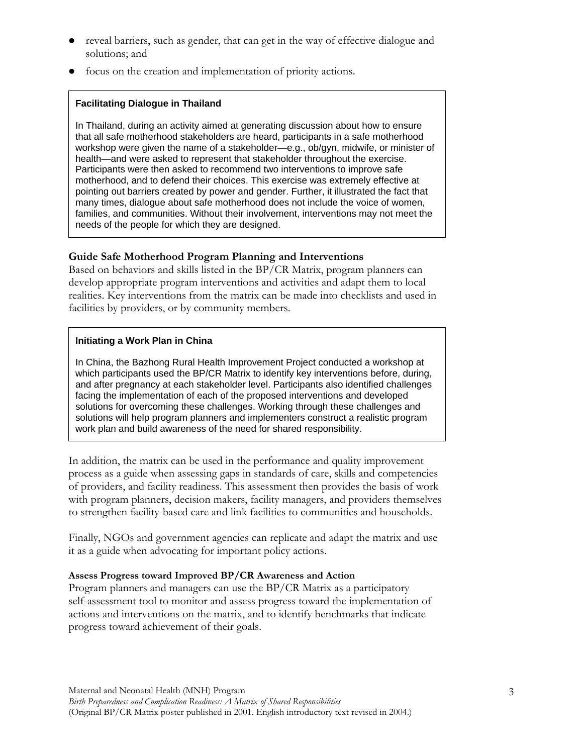- reveal barriers, such as gender, that can get in the way of effective dialogue and solutions; and
- focus on the creation and implementation of priority actions.

> **Facilitating Dialogue in Thailand**
>
> In Thailand, during an activity aimed at generating discussion about how to ensure that all safe motherhood stakeholders are heard, participants in a safe motherhood workshop were given the name of a stakeholder—e.g., ob/gyn, midwife, or minister of health—and were asked to represent that stakeholder throughout the exercise. Participants were then asked to recommend two interventions to improve safe motherhood, and to defend their choices. This exercise was extremely effective at pointing out barriers created by power and gender. Further, it illustrated the fact that many times, dialogue about safe motherhood does not include the voice of women, families, and communities. Without their involvement, interventions may not meet the needs of the people for which they are designed.

### Guide Safe Motherhood Program Planning and Interventions

Based on behaviors and skills listed in the BP/CR Matrix, program planners can develop appropriate program interventions and activities and adapt them to local realities. Key interventions from the matrix can be made into checklists and used in facilities by providers, or by community members.

> **Initiating a Work Plan in China**
>
> In China, the Bazhong Rural Health Improvement Project conducted a workshop at which participants used the BP/CR Matrix to identify key interventions before, during, and after pregnancy at each stakeholder level. Participants also identified challenges facing the implementation of each of the proposed interventions and developed solutions for overcoming these challenges. Working through these challenges and solutions will help program planners and implementers construct a realistic program work plan and build awareness of the need for shared responsibility.

In addition, the matrix can be used in the performance and quality improvement process as a guide when assessing gaps in standards of care, skills and competencies of providers, and facility readiness. This assessment then provides the basis of work with program planners, decision makers, facility managers, and providers themselves to strengthen facility-based care and link facilities to communities and households.

Finally, NGOs and government agencies can replicate and adapt the matrix and use it as a guide when advocating for important policy actions.

#### Assess Progress toward Improved BP/CR Awareness and Action

Program planners and managers can use the BP/CR Matrix as a participatory self-assessment tool to monitor and assess progress toward the implementation of actions and interventions on the matrix, and to identify benchmarks that indicate progress toward achievement of their goals.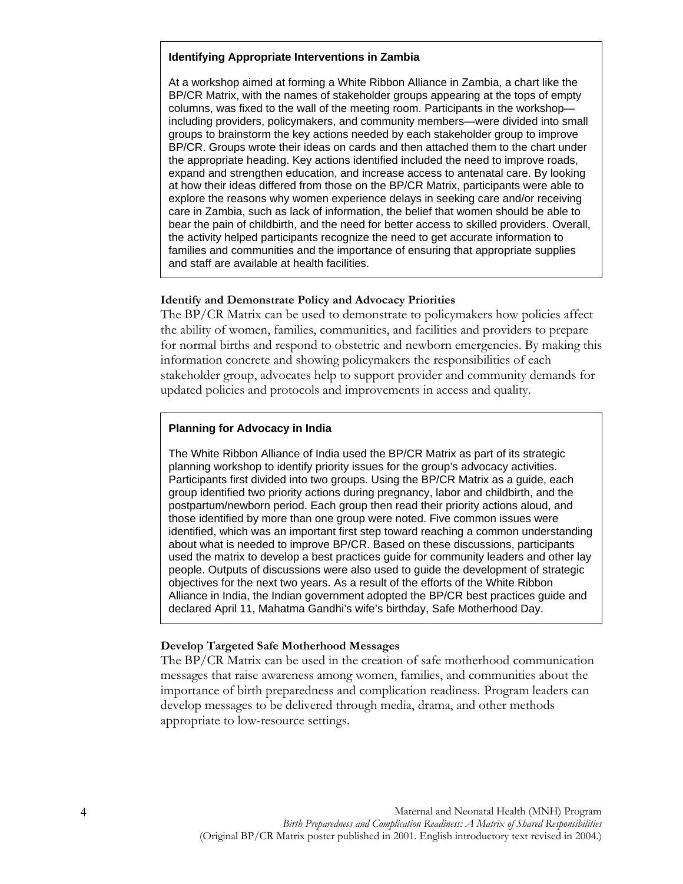**Identifying Appropriate Interventions in Zambia**

At a workshop aimed at forming a White Ribbon Alliance in Zambia, a chart like the BP/CR Matrix, with the names of stakeholder groups appearing at the tops of empty columns, was fixed to the wall of the meeting room. Participants in the workshop—including providers, policymakers, and community members—were divided into small groups to brainstorm the key actions needed by each stakeholder group to improve BP/CR. Groups wrote their ideas on cards and then attached them to the chart under the appropriate heading. Key actions identified included the need to improve roads, expand and strengthen education, and increase access to antenatal care. By looking at how their ideas differed from those on the BP/CR Matrix, participants were able to explore the reasons why women experience delays in seeking care and/or receiving care in Zambia, such as lack of information, the belief that women should be able to bear the pain of childbirth, and the need for better access to skilled providers. Overall, the activity helped participants recognize the need to get accurate information to families and communities and the importance of ensuring that appropriate supplies and staff are available at health facilities.

**Identify and Demonstrate Policy and Advocacy Priorities**

The BP/CR Matrix can be used to demonstrate to policymakers how policies affect the ability of women, families, communities, and facilities and providers to prepare for normal births and respond to obstetric and newborn emergencies. By making this information concrete and showing policymakers the responsibilities of each stakeholder group, advocates help to support provider and community demands for updated policies and protocols and improvements in access and quality.

**Planning for Advocacy in India**

The White Ribbon Alliance of India used the BP/CR Matrix as part of its strategic planning workshop to identify priority issues for the group's advocacy activities. Participants first divided into two groups. Using the BP/CR Matrix as a guide, each group identified two priority actions during pregnancy, labor and childbirth, and the postpartum/newborn period. Each group then read their priority actions aloud, and those identified by more than one group were noted. Five common issues were identified, which was an important first step toward reaching a common understanding about what is needed to improve BP/CR. Based on these discussions, participants used the matrix to develop a best practices guide for community leaders and other lay people. Outputs of discussions were also used to guide the development of strategic objectives for the next two years. As a result of the efforts of the White Ribbon Alliance in India, the Indian government adopted the BP/CR best practices guide and declared April 11, Mahatma Gandhi's wife's birthday, Safe Motherhood Day.

**Develop Targeted Safe Motherhood Messages**

The BP/CR Matrix can be used in the creation of safe motherhood communication messages that raise awareness among women, families, and communities about the importance of birth preparedness and complication readiness. Program leaders can develop messages to be delivered through media, drama, and other methods appropriate to low-resource settings.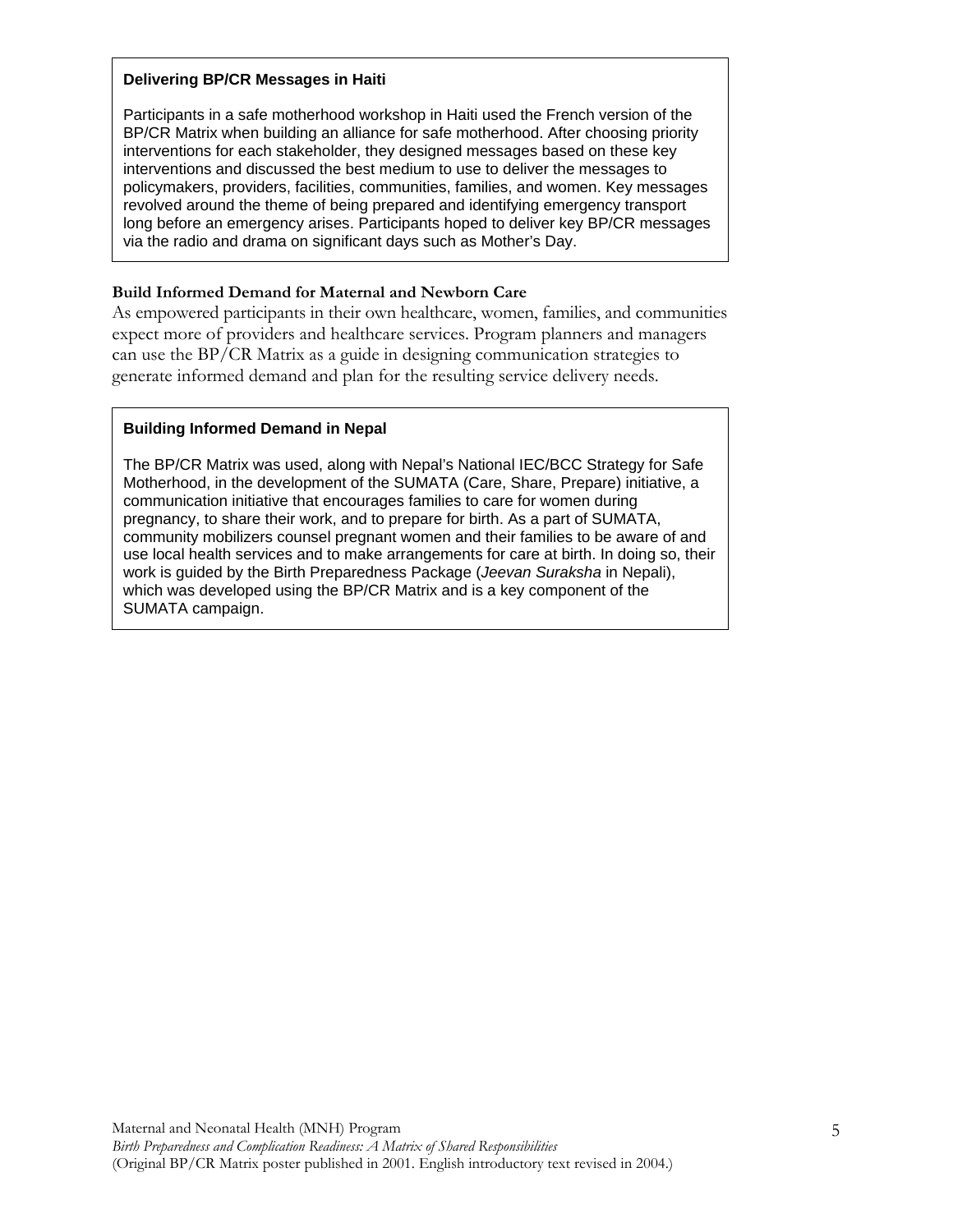**Delivering BP/CR Messages in Haiti**

Participants in a safe motherhood workshop in Haiti used the French version of the BP/CR Matrix when building an alliance for safe motherhood. After choosing priority interventions for each stakeholder, they designed messages based on these key interventions and discussed the best medium to use to deliver the messages to policymakers, providers, facilities, communities, families, and women. Key messages revolved around the theme of being prepared and identifying emergency transport long before an emergency arises. Participants hoped to deliver key BP/CR messages via the radio and drama on significant days such as Mother's Day.

### Build Informed Demand for Maternal and Newborn Care

As empowered participants in their own healthcare, women, families, and communities expect more of providers and healthcare services. Program planners and managers can use the BP/CR Matrix as a guide in designing communication strategies to generate informed demand and plan for the resulting service delivery needs.

**Building Informed Demand in Nepal**

The BP/CR Matrix was used, along with Nepal's National IEC/BCC Strategy for Safe Motherhood, in the development of the SUMATA (Care, Share, Prepare) initiative, a communication initiative that encourages families to care for women during pregnancy, to share their work, and to prepare for birth. As a part of SUMATA, community mobilizers counsel pregnant women and their families to be aware of and use local health services and to make arrangements for care at birth. In doing so, their work is guided by the Birth Preparedness Package (*Jeevan Suraksha* in Nepali), which was developed using the BP/CR Matrix and is a key component of the SUMATA campaign.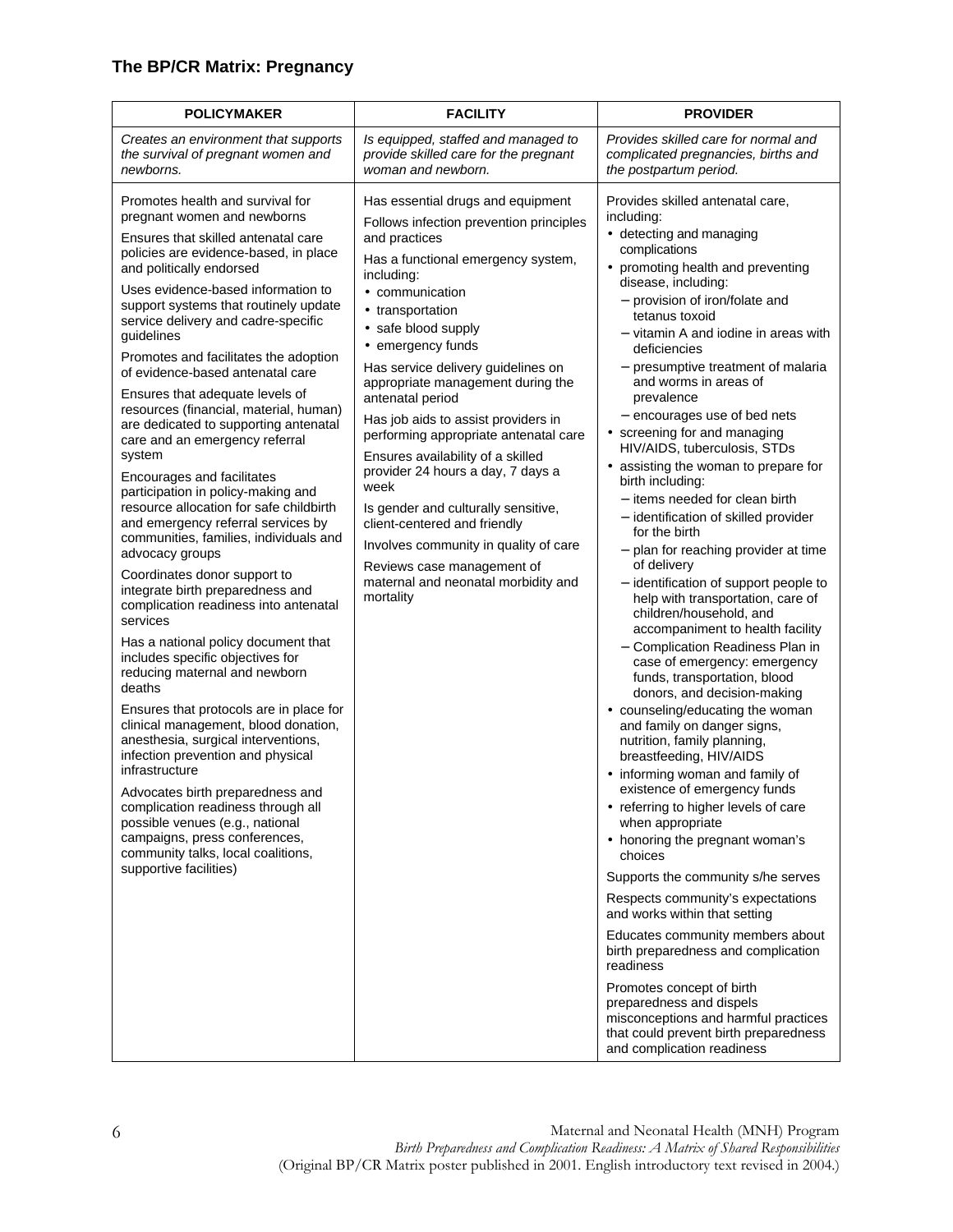## The BP/CR Matrix: Pregnancy

| POLICYMAKER | FACILITY | PROVIDER |
|---|---|---|
| *Creates an environment that supports the survival of pregnant women and newborns.* | *Is equipped, staffed and managed to provide skilled care for the pregnant woman and newborn.* | *Provides skilled care for normal and complicated pregnancies, births and the postpartum period.* |
| Promotes health and survival for pregnant women and newborns<br><br>Ensures that skilled antenatal care policies are evidence-based, in place and politically endorsed<br><br>Uses evidence-based information to support systems that routinely update service delivery and cadre-specific guidelines<br><br>Promotes and facilitates the adoption of evidence-based antenatal care<br><br>Ensures that adequate levels of resources (financial, material, human) are dedicated to supporting antenatal care and an emergency referral system<br><br>Encourages and facilitates participation in policy-making and resource allocation for safe childbirth and emergency referral services by communities, families, individuals and advocacy groups<br><br>Coordinates donor support to integrate birth preparedness and complication readiness into antenatal services<br><br>Has a national policy document that includes specific objectives for reducing maternal and newborn deaths<br><br>Ensures that protocols are in place for clinical management, blood donation, anesthesia, surgical interventions, infection prevention and physical infrastructure<br><br>Advocates birth preparedness and complication readiness through all possible venues (e.g., national campaigns, press conferences, community talks, local coalitions, supportive facilities) | Has essential drugs and equipment<br><br>Follows infection prevention principles and practices<br><br>Has a functional emergency system, including:<br>• communication<br>• transportation<br>• safe blood supply<br>• emergency funds<br><br>Has service delivery guidelines on appropriate management during the antenatal period<br><br>Has job aids to assist providers in performing appropriate antenatal care<br><br>Ensures availability of a skilled provider 24 hours a day, 7 days a week<br><br>Is gender and culturally sensitive, client-centered and friendly<br><br>Involves community in quality of care<br><br>Reviews case management of maternal and neonatal morbidity and mortality | Provides skilled antenatal care, including:<br>• detecting and managing complications<br>• promoting health and preventing disease, including:<br>  – provision of iron/folate and tetanus toxoid<br>  – vitamin A and iodine in areas with deficiencies<br>  – presumptive treatment of malaria and worms in areas of prevalence<br>  – encourages use of bed nets<br>• screening for and managing HIV/AIDS, tuberculosis, STDs<br>• assisting the woman to prepare for birth including:<br>  – items needed for clean birth<br>  – identification of skilled provider for the birth<br>  – plan for reaching provider at time of delivery<br>  – identification of support people to help with transportation, care of children/household, and accompaniment to health facility<br>  – Complication Readiness Plan in case of emergency: emergency funds, transportation, blood donors, and decision-making<br>• counseling/educating the woman and family on danger signs, nutrition, family planning, breastfeeding, HIV/AIDS<br>• informing woman and family of existence of emergency funds<br>• referring to higher levels of care when appropriate<br>• honoring the pregnant woman's choices<br><br>Supports the community s/he serves<br><br>Respects community's expectations and works within that setting<br><br>Educates community members about birth preparedness and complication readiness<br><br>Promotes concept of birth preparedness and dispels misconceptions and harmful practices that could prevent birth preparedness and complication readiness |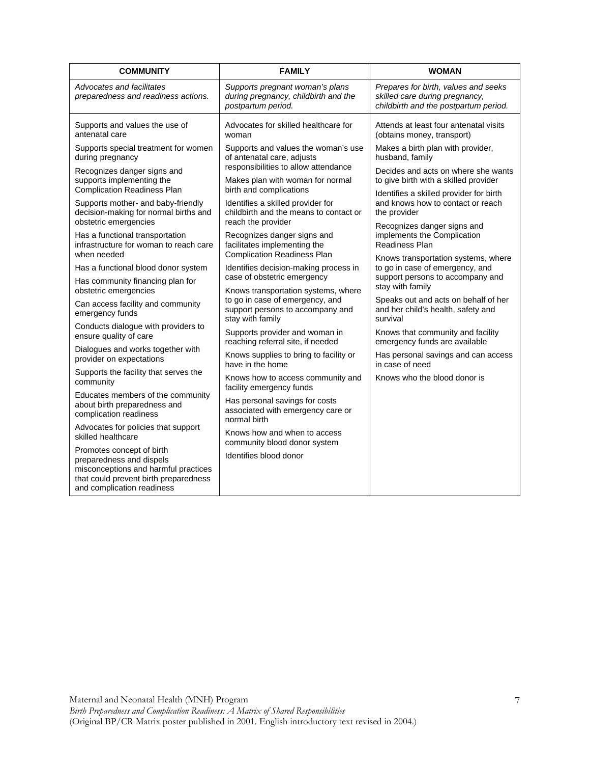| COMMUNITY | FAMILY | WOMAN |
|---|---|---|
| *Advocates and facilitates preparedness and readiness actions.* | *Supports pregnant woman's plans during pregnancy, childbirth and the postpartum period.* | *Prepares for birth, values and seeks skilled care during pregnancy, childbirth and the postpartum period.* |
| Supports and values the use of antenatal care<br>Supports special treatment for women during pregnancy<br>Recognizes danger signs and supports implementing the Complication Readiness Plan<br>Supports mother- and baby-friendly decision-making for normal births and obstetric emergencies<br>Has a functional transportation infrastructure for woman to reach care when needed<br>Has a functional blood donor system<br>Has community financing plan for obstetric emergencies<br>Can access facility and community emergency funds<br>Conducts dialogue with providers to ensure quality of care<br>Dialogues and works together with provider on expectations<br>Supports the facility that serves the community<br>Educates members of the community about birth preparedness and complication readiness<br>Advocates for policies that support skilled healthcare<br>Promotes concept of birth preparedness and dispels misconceptions and harmful practices that could prevent birth preparedness and complication readiness | Advocates for skilled healthcare for woman<br>Supports and values the woman's use of antenatal care, adjusts responsibilities to allow attendance<br>Makes plan with woman for normal birth and complications<br>Identifies a skilled provider for childbirth and the means to contact or reach the provider<br>Recognizes danger signs and facilitates implementing the Complication Readiness Plan<br>Identifies decision-making process in case of obstetric emergency<br>Knows transportation systems, where to go in case of emergency, and support persons to accompany and stay with family<br>Supports provider and woman in reaching referral site, if needed<br>Knows supplies to bring to facility or have in the home<br>Knows how to access community and facility emergency funds<br>Has personal savings for costs associated with emergency care or normal birth<br>Knows how and when to access community blood donor system<br>Identifies blood donor | Attends at least four antenatal visits (obtains money, transport)<br>Makes a birth plan with provider, husband, family<br>Decides and acts on where she wants to give birth with a skilled provider<br>Identifies a skilled provider for birth and knows how to contact or reach the provider<br>Recognizes danger signs and implements the Complication Readiness Plan<br>Knows transportation systems, where to go in case of emergency, and support persons to accompany and stay with family<br>Speaks out and acts on behalf of her and her child's health, safety and survival<br>Knows that community and facility emergency funds are available<br>Has personal savings and can access in case of need<br>Knows who the blood donor is |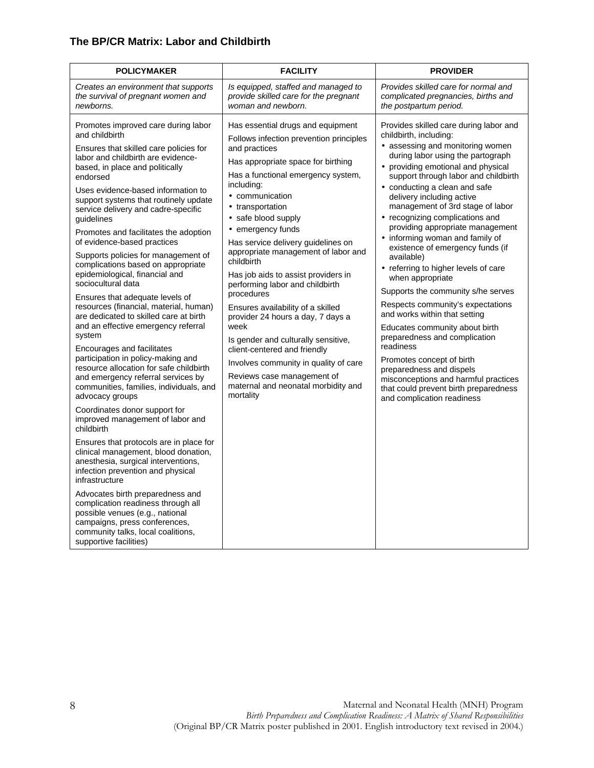### The BP/CR Matrix: Labor and Childbirth

| POLICYMAKER | FACILITY | PROVIDER |
|---|---|---|
| *Creates an environment that supports the survival of pregnant women and newborns.* | *Is equipped, staffed and managed to provide skilled care for the pregnant woman and newborn.* | *Provides skilled care for normal and complicated pregnancies, births and the postpartum period.* |
| Promotes improved care during labor and childbirth<br><br>Ensures that skilled care policies for labor and childbirth are evidence-based, in place and politically endorsed<br><br>Uses evidence-based information to support systems that routinely update service delivery and cadre-specific guidelines<br><br>Promotes and facilitates the adoption of evidence-based practices<br><br>Supports policies for management of complications based on appropriate epidemiological, financial and sociocultural data<br><br>Ensures that adequate levels of resources (financial, material, human) are dedicated to skilled care at birth and an effective emergency referral system<br><br>Encourages and facilitates participation in policy-making and resource allocation for safe childbirth and emergency referral services by communities, families, individuals, and advocacy groups<br><br>Coordinates donor support for improved management of labor and childbirth<br><br>Ensures that protocols are in place for clinical management, blood donation, anesthesia, surgical interventions, infection prevention and physical infrastructure<br><br>Advocates birth preparedness and complication readiness through all possible venues (e.g., national campaigns, press conferences, community talks, local coalitions, supportive facilities) | Has essential drugs and equipment<br><br>Follows infection prevention principles and practices<br><br>Has appropriate space for birthing<br><br>Has a functional emergency system, including:<br>• communication<br>• transportation<br>• safe blood supply<br>• emergency funds<br><br>Has service delivery guidelines on appropriate management of labor and childbirth<br><br>Has job aids to assist providers in performing labor and childbirth procedures<br><br>Ensures availability of a skilled provider 24 hours a day, 7 days a week<br><br>Is gender and culturally sensitive, client-centered and friendly<br><br>Involves community in quality of care<br><br>Reviews case management of maternal and neonatal morbidity and mortality | Provides skilled care during labor and childbirth, including:<br>• assessing and monitoring women during labor using the partograph<br>• providing emotional and physical support through labor and childbirth<br>• conducting a clean and safe delivery including active management of 3rd stage of labor<br>• recognizing complications and providing appropriate management<br>• informing woman and family of existence of emergency funds (if available)<br>• referring to higher levels of care when appropriate<br><br>Supports the community s/he serves<br><br>Respects community's expectations and works within that setting<br><br>Educates community about birth preparedness and complication readiness<br><br>Promotes concept of birth preparedness and dispels misconceptions and harmful practices that could prevent birth preparedness and complication readiness |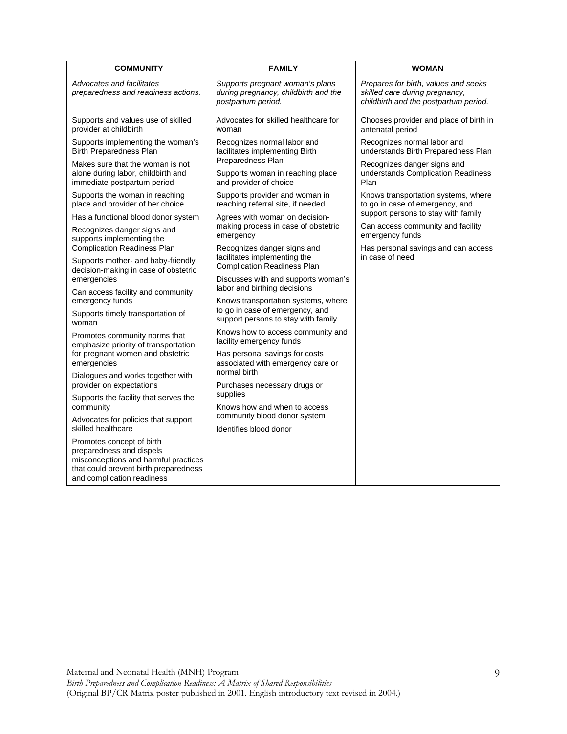| COMMUNITY | FAMILY | WOMAN |
|---|---|---|
| *Advocates and facilitates preparedness and readiness actions.* | *Supports pregnant woman's plans during pregnancy, childbirth and the postpartum period.* | *Prepares for birth, values and seeks skilled care during pregnancy, childbirth and the postpartum period.* |
| Supports and values use of skilled provider at childbirth<br>Supports implementing the woman's Birth Preparedness Plan<br>Makes sure that the woman is not alone during labor, childbirth and immediate postpartum period<br>Supports the woman in reaching place and provider of her choice<br>Has a functional blood donor system<br>Recognizes danger signs and supports implementing the Complication Readiness Plan<br>Supports mother- and baby-friendly decision-making in case of obstetric emergencies<br>Can access facility and community emergency funds<br>Supports timely transportation of woman<br>Promotes community norms that emphasize priority of transportation for pregnant women and obstetric emergencies<br>Dialogues and works together with provider on expectations<br>Supports the facility that serves the community<br>Advocates for policies that support skilled healthcare<br>Promotes concept of birth preparedness and dispels misconceptions and harmful practices that could prevent birth preparedness and complication readiness | Advocates for skilled healthcare for woman<br>Recognizes normal labor and facilitates implementing Birth Preparedness Plan<br>Supports woman in reaching place and provider of choice<br>Supports provider and woman in reaching referral site, if needed<br>Agrees with woman on decision-making process in case of obstetric emergency<br>Recognizes danger signs and facilitates implementing the Complication Readiness Plan<br>Discusses with and supports woman's labor and birthing decisions<br>Knows transportation systems, where to go in case of emergency, and support persons to stay with family<br>Knows how to access community and facility emergency funds<br>Has personal savings for costs associated with emergency care or normal birth<br>Purchases necessary drugs or supplies<br>Knows how and when to access community blood donor system<br>Identifies blood donor | Chooses provider and place of birth in antenatal period<br>Recognizes normal labor and understands Birth Preparedness Plan<br>Recognizes danger signs and understands Complication Readiness Plan<br>Knows transportation systems, where to go in case of emergency, and support persons to stay with family<br>Can access community and facility emergency funds<br>Has personal savings and can access in case of need |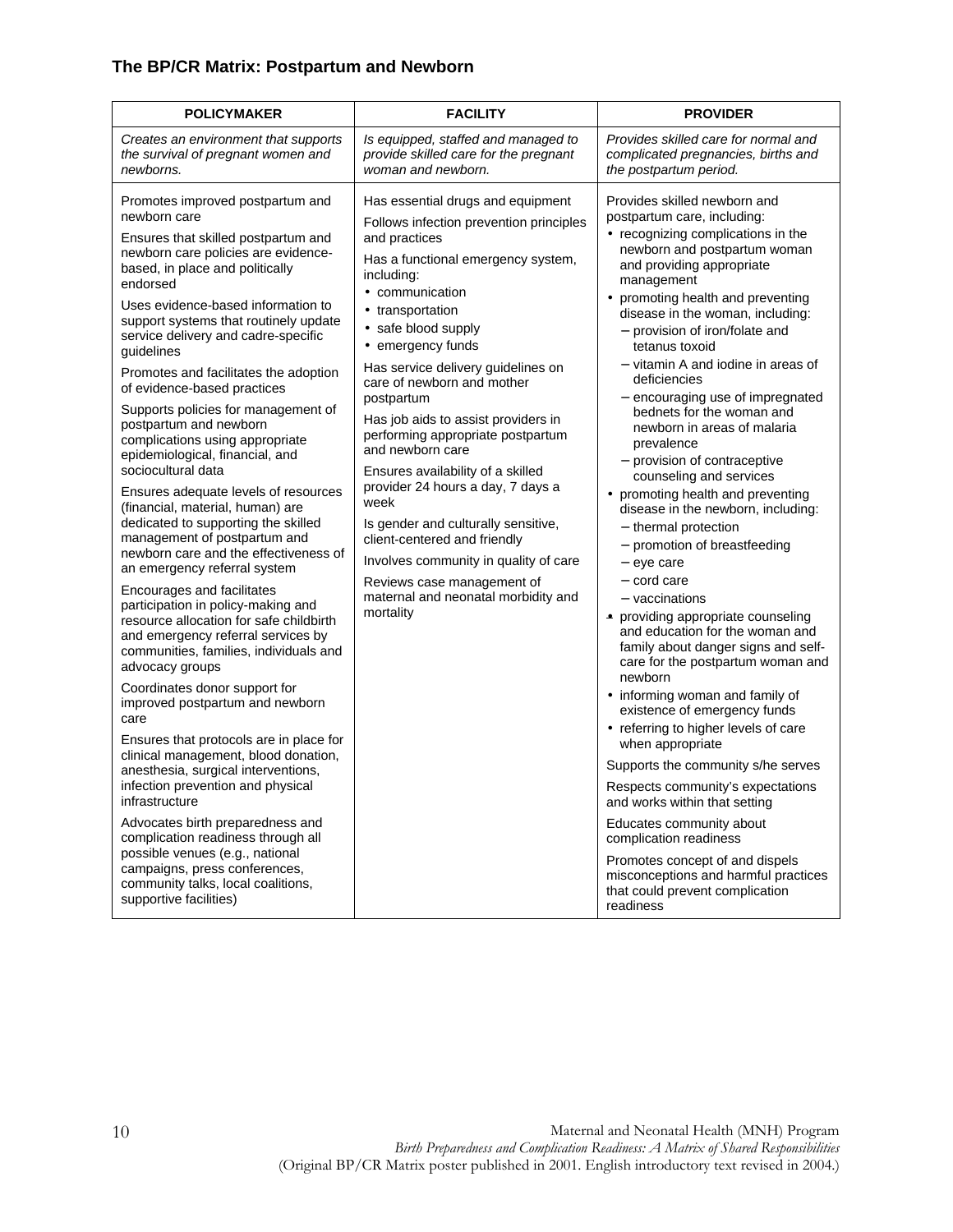### The BP/CR Matrix: Postpartum and Newborn

| POLICYMAKER | FACILITY | PROVIDER |
|---|---|---|
| *Creates an environment that supports the survival of pregnant women and newborns.* | *Is equipped, staffed and managed to provide skilled care for the pregnant woman and newborn.* | *Provides skilled care for normal and complicated pregnancies, births and the postpartum period.* |
| Promotes improved postpartum and newborn care<br><br>Ensures that skilled postpartum and newborn care policies are evidence-based, in place and politically endorsed<br><br>Uses evidence-based information to support systems that routinely update service delivery and cadre-specific guidelines<br><br>Promotes and facilitates the adoption of evidence-based practices<br><br>Supports policies for management of postpartum and newborn complications using appropriate epidemiological, financial, and sociocultural data<br><br>Ensures adequate levels of resources (financial, material, human) are dedicated to supporting the skilled management of postpartum and newborn care and the effectiveness of an emergency referral system<br><br>Encourages and facilitates participation in policy-making and resource allocation for safe childbirth and emergency referral services by communities, families, individuals and advocacy groups<br><br>Coordinates donor support for improved postpartum and newborn care<br><br>Ensures that protocols are in place for clinical management, blood donation, anesthesia, surgical interventions, infection prevention and physical infrastructure<br><br>Advocates birth preparedness and complication readiness through all possible venues (e.g., national campaigns, press conferences, community talks, local coalitions, supportive facilities) | Has essential drugs and equipment<br><br>Follows infection prevention principles and practices<br><br>Has a functional emergency system, including:<br>• communication<br>• transportation<br>• safe blood supply<br>• emergency funds<br><br>Has service delivery guidelines on care of newborn and mother postpartum<br><br>Has job aids to assist providers in performing appropriate postpartum and newborn care<br><br>Ensures availability of a skilled provider 24 hours a day, 7 days a week<br><br>Is gender and culturally sensitive, client-centered and friendly<br><br>Involves community in quality of care<br><br>Reviews case management of maternal and neonatal morbidity and mortality | Provides skilled newborn and postpartum care, including:<br>• recognizing complications in the newborn and postpartum woman and providing appropriate management<br>• promoting health and preventing disease in the woman, including:<br>– provision of iron/folate and tetanus toxoid<br>– vitamin A and iodine in areas of deficiencies<br>– encouraging use of impregnated bednets for the woman and newborn in areas of malaria prevalence<br>– provision of contraceptive counseling and services<br>• promoting health and preventing disease in the newborn, including:<br>– thermal protection<br>– promotion of breastfeeding<br>– eye care<br>– cord care<br>– vaccinations<br>• providing appropriate counseling and education for the woman and family about danger signs and self-care for the postpartum woman and newborn<br>• informing woman and family of existence of emergency funds<br>• referring to higher levels of care when appropriate<br><br>Supports the community s/he serves<br><br>Respects community's expectations and works within that setting<br><br>Educates community about complication readiness<br><br>Promotes concept of and dispels misconceptions and harmful practices that could prevent complication readiness |

Maternal and Neonatal Health (MNH) Program
*Birth Preparedness and Complication Readiness: A Matrix of Shared Responsibilities*
(Original BP/CR Matrix poster published in 2001. English introductory text revised in 2004.)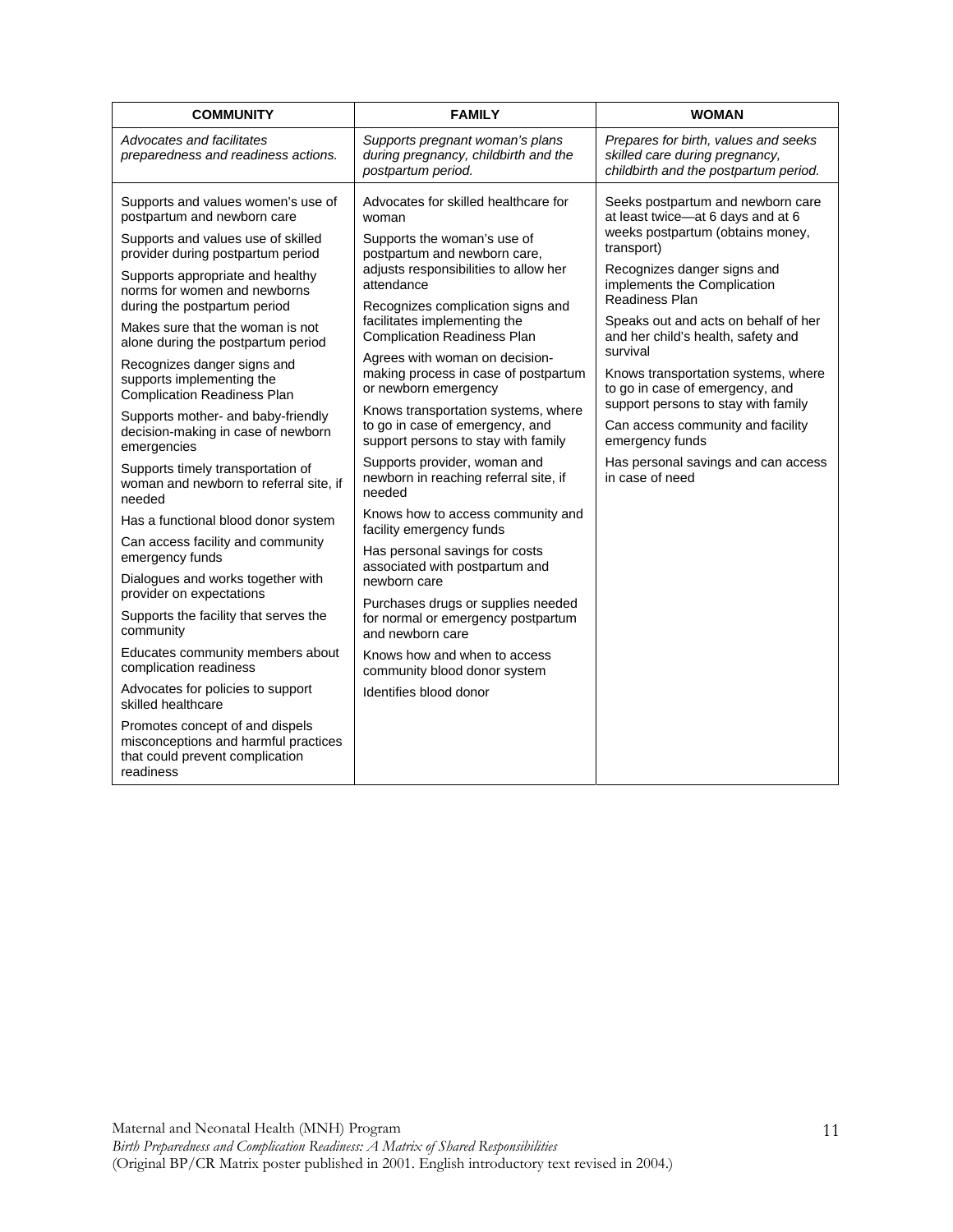| COMMUNITY | FAMILY | WOMAN |
|---|---|---|
| *Advocates and facilitates preparedness and readiness actions.* | *Supports pregnant woman's plans during pregnancy, childbirth and the postpartum period.* | *Prepares for birth, values and seeks skilled care during pregnancy, childbirth and the postpartum period.* |
| Supports and values women's use of postpartum and newborn care<br>Supports and values use of skilled provider during postpartum period<br>Supports appropriate and healthy norms for women and newborns during the postpartum period<br>Makes sure that the woman is not alone during the postpartum period<br>Recognizes danger signs and supports implementing the Complication Readiness Plan<br>Supports mother- and baby-friendly decision-making in case of newborn emergencies<br>Supports timely transportation of woman and newborn to referral site, if needed<br>Has a functional blood donor system<br>Can access facility and community emergency funds<br>Dialogues and works together with provider on expectations<br>Supports the facility that serves the community<br>Educates community members about complication readiness<br>Advocates for policies to support skilled healthcare<br>Promotes concept of and dispels misconceptions and harmful practices that could prevent complication readiness | Advocates for skilled healthcare for woman<br>Supports the woman's use of postpartum and newborn care, adjusts responsibilities to allow her attendance<br>Recognizes complication signs and facilitates implementing the Complication Readiness Plan<br>Agrees with woman on decision-making process in case of postpartum or newborn emergency<br>Knows transportation systems, where to go in case of emergency, and support persons to stay with family<br>Supports provider, woman and newborn in reaching referral site, if needed<br>Knows how to access community and facility emergency funds<br>Has personal savings for costs associated with postpartum and newborn care<br>Purchases drugs or supplies needed for normal or emergency postpartum and newborn care<br>Knows how and when to access community blood donor system<br>Identifies blood donor | Seeks postpartum and newborn care at least twice—at 6 days and at 6 weeks postpartum (obtains money, transport)<br>Recognizes danger signs and implements the Complication Readiness Plan<br>Speaks out and acts on behalf of her and her child's health, safety and survival<br>Knows transportation systems, where to go in case of emergency, and support persons to stay with family<br>Can access community and facility emergency funds<br>Has personal savings and can access in case of need |